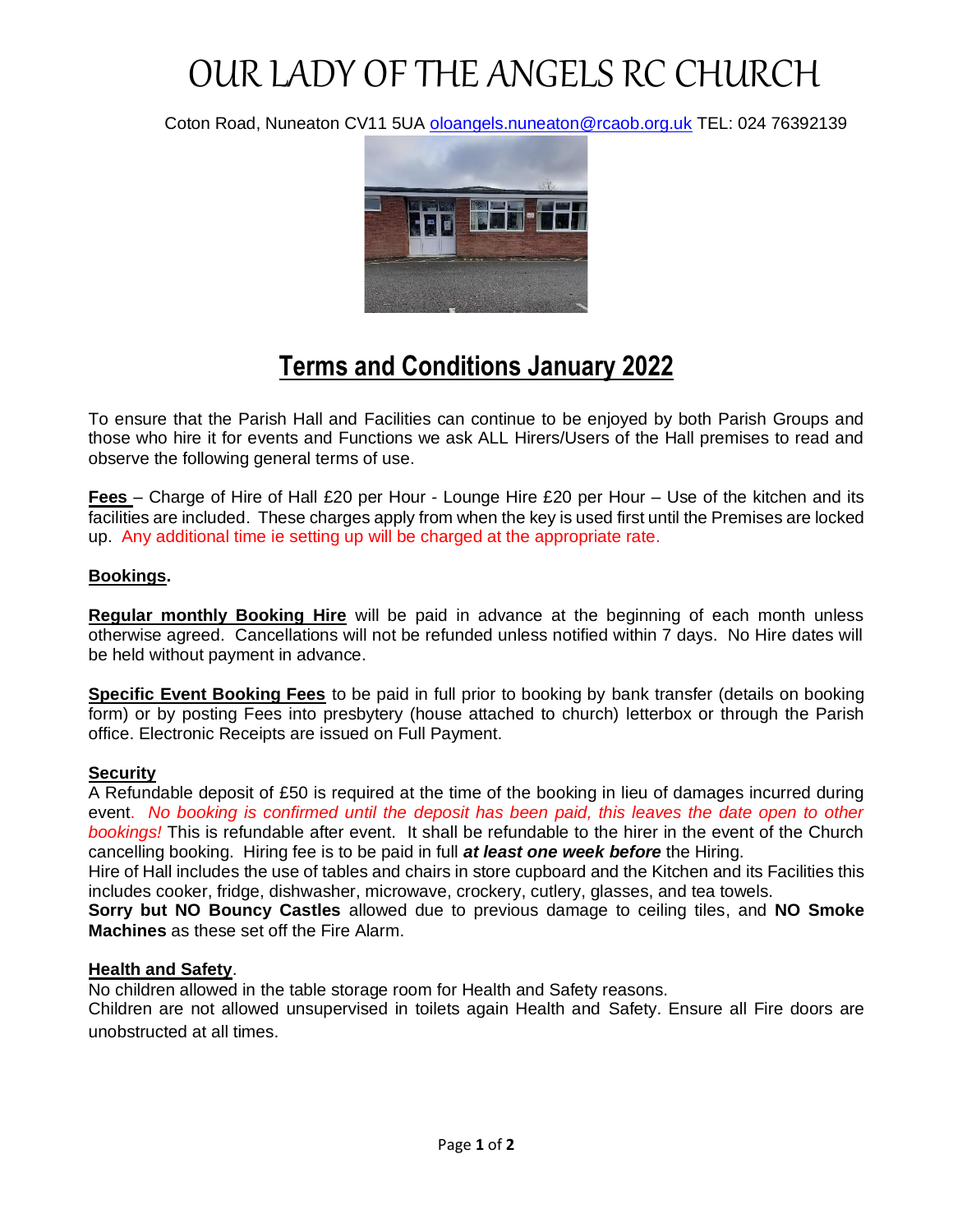# OUR LADY OF THE ANGELS RC CHURCH

Coton Road, Nuneaton CV11 5UA oloangels.nuneaton@rcaob.org.uk TEL: 024 76392139

## Terms and Conditions January 2022

To ensure that the Parish Hall and Facilities can continue to be enjoyed by both Parish Groups and those who hire it for events and Functions we ask ALL Hirers/Users of the Hall premises to read and observe the following general terms of use.

**Fees** – Charge of Hire of Hall £20 per Hour - Lounge Hire £20 per Hour – Use of the kitchen and its facilities are included. These charges apply from when the key is used first until the Premises are locked up. Any additional time ie setting up will be charged at the appropriate rate.

**Bookings.**

**Regular monthly Booking Hire** will be paid in advance at the beginning of each month unless otherwise agreed. Cancellations will not be refunded unless notified within 7 days. No Hire dates will be held without payment in advance.

**Specific Event Booking Fees** to be paid in full prior to booking by bank transfer (details on booking form) or by posting Fees into presbytery (house attached to church) letterbox or through the Parish office. Electronic Receipts are issued on Full Payment.

**Security**

A Refundable deposit of £50 is required at the time of the booking in lieu of damages incurred during event. *No booking is confirmed until the deposit has been paid, this leaves the date open to other bookings!* This is refundable after event. It shall be refundable to the hirer in the event of the Church cancelling booking. Hiring fee is to be paid in full ***at least one week before*** the Hiring.

Hire of Hall includes the use of tables and chairs in store cupboard and the Kitchen and its Facilities this includes cooker, fridge, dishwasher, microwave, crockery, cutlery, glasses, and tea towels.

**Sorry but NO Bouncy Castles** allowed due to previous damage to ceiling tiles, and **NO Smoke Machines** as these set off the Fire Alarm.

**Health and Safety.**

No children allowed in the table storage room for Health and Safety reasons.

Children are not allowed unsupervised in toilets again Health and Safety. Ensure all Fire doors are unobstructed at all times.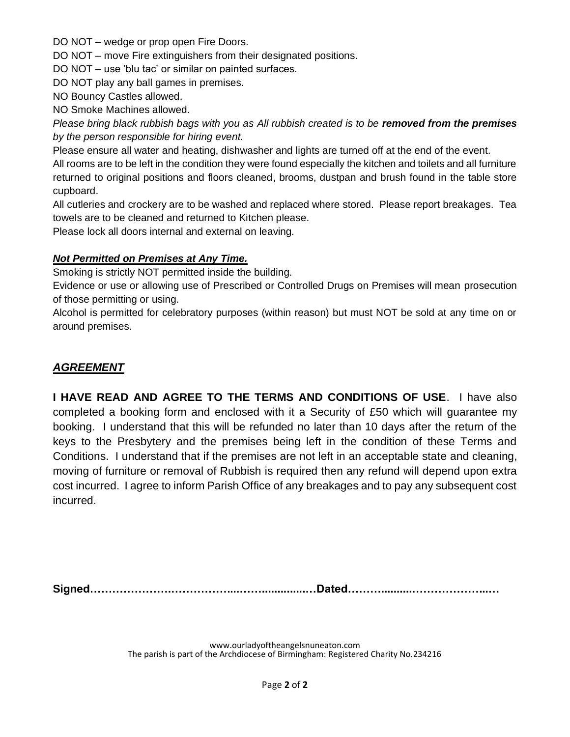DO NOT – wedge or prop open Fire Doors.

DO NOT – move Fire extinguishers from their designated positions.

DO NOT – use 'blu tac' or similar on painted surfaces.

DO NOT play any ball games in premises.

NO Bouncy Castles allowed.

NO Smoke Machines allowed.

*Please bring black rubbish bags with you as All rubbish created is to be **removed from the premises** by the person responsible for hiring event.*

Please ensure all water and heating, dishwasher and lights are turned off at the end of the event.

All rooms are to be left in the condition they were found especially the kitchen and toilets and all furniture returned to original positions and floors cleaned, brooms, dustpan and brush found in the table store cupboard.

All cutleries and crockery are to be washed and replaced where stored. Please report breakages. Tea towels are to be cleaned and returned to Kitchen please.

Please lock all doors internal and external on leaving.

***<u>Not Permitted on Premises at Any Time.</u>***

Smoking is strictly NOT permitted inside the building.

Evidence or use or allowing use of Prescribed or Controlled Drugs on Premises will mean prosecution of those permitting or using.

Alcohol is permitted for celebratory purposes (within reason) but must NOT be sold at any time on or around premises.

## ***<u>AGREEMENT</u>***

**I HAVE READ AND AGREE TO THE TERMS AND CONDITIONS OF USE**. I have also completed a booking form and enclosed with it a Security of £50 which will guarantee my booking. I understand that this will be refunded no later than 10 days after the return of the keys to the Presbytery and the premises being left in the condition of these Terms and Conditions. I understand that if the premises are not left in an acceptable state and cleaning, moving of furniture or removal of Rubbish is required then any refund will depend upon extra cost incurred. I agree to inform Parish Office of any breakages and to pay any subsequent cost incurred.

**Signed………………………………………………………Dated……………………………………**

www.ourladyoftheangelsnuneaton.com
The parish is part of the Archdiocese of Birmingham: Registered Charity No.234216